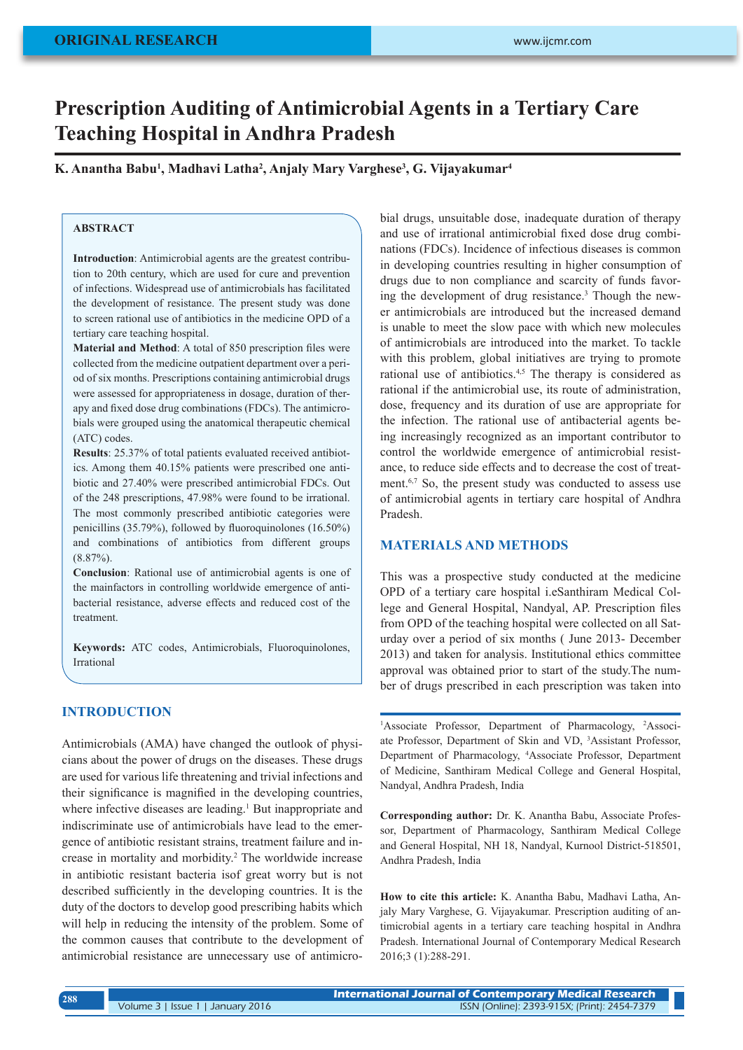# Prescription Auditing of Antimicrobial Agents in a Tertiary Care Teaching Hospital in Andhra Pradesh

**K. Anantha Babu[1], Madhavi Latha[2], Anjaly Mary Varghese[3], G. Vijayakumar[4]**

## ABSTRACT

**Introduction**: Antimicrobial agents are the greatest contribution to 20th century, which are used for cure and prevention of infections. Widespread use of antimicrobials has facilitated the development of resistance. The present study was done to screen rational use of antibiotics in the medicine OPD of a tertiary care teaching hospital.

**Material and Method**: A total of 850 prescription files were collected from the medicine outpatient department over a period of six months. Prescriptions containing antimicrobial drugs were assessed for appropriateness in dosage, duration of therapy and fixed dose drug combinations (FDCs). The antimicrobials were grouped using the anatomical therapeutic chemical (ATC) codes.

**Results**: 25.37% of total patients evaluated received antibiotics. Among them 40.15% patients were prescribed one antibiotic and 27.40% were prescribed antimicrobial FDCs. Out of the 248 prescriptions, 47.98% were found to be irrational. The most commonly prescribed antibiotic categories were penicillins (35.79%), followed by fluoroquinolones (16.50%) and combinations of antibiotics from different groups (8.87%).

**Conclusion**: Rational use of antimicrobial agents is one of the mainfactors in controlling worldwide emergence of antibacterial resistance, adverse effects and reduced cost of the treatment.

**Keywords:** ATC codes, Antimicrobials, Fluoroquinolones, Irrational

## INTRODUCTION

Antimicrobials (AMA) have changed the outlook of physicians about the power of drugs on the diseases. These drugs are used for various life threatening and trivial infections and their significance is magnified in the developing countries, where infective diseases are leading.[1] But inappropriate and indiscriminate use of antimicrobials have lead to the emergence of antibiotic resistant strains, treatment failure and increase in mortality and morbidity.[2] The worldwide increase in antibiotic resistant bacteria isof great worry but is not described sufficiently in the developing countries. It is the duty of the doctors to develop good prescribing habits which will help in reducing the intensity of the problem. Some of the common causes that contribute to the development of antimicrobial resistance are unnecessary use of antimicrobial drugs, unsuitable dose, inadequate duration of therapy and use of irrational antimicrobial fixed dose drug combinations (FDCs). Incidence of infectious diseases is common in developing countries resulting in higher consumption of drugs due to non compliance and scarcity of funds favoring the development of drug resistance.[3] Though the newer antimicrobials are introduced but the increased demand is unable to meet the slow pace with which new molecules of antimicrobials are introduced into the market. To tackle with this problem, global initiatives are trying to promote rational use of antibiotics.[4,5] The therapy is considered as rational if the antimicrobial use, its route of administration, dose, frequency and its duration of use are appropriate for the infection. The rational use of antibacterial agents being increasingly recognized as an important contributor to control the worldwide emergence of antimicrobial resistance, to reduce side effects and to decrease the cost of treatment.[6,7] So, the present study was conducted to assess use of antimicrobial agents in tertiary care hospital of Andhra Pradesh.

## MATERIALS AND METHODS

This was a prospective study conducted at the medicine OPD of a tertiary care hospital i.eSanthiram Medical College and General Hospital, Nandyal, AP. Prescription files from OPD of the teaching hospital were collected on all Saturday over a period of six months ( June 2013- December 2013) and taken for analysis. Institutional ethics committee approval was obtained prior to start of the study.The number of drugs prescribed in each prescription was taken into

[1]Associate Professor, Department of Pharmacology, [2]Associate Professor, Department of Skin and VD, [3]Assistant Professor, Department of Pharmacology, [4]Associate Professor, Department of Medicine, Santhiram Medical College and General Hospital, Nandyal, Andhra Pradesh, India

**Corresponding author:** Dr. K. Anantha Babu, Associate Professor, Department of Pharmacology, Santhiram Medical College and General Hospital, NH 18, Nandyal, Kurnool District-518501, Andhra Pradesh, India

**How to cite this article:** K. Anantha Babu, Madhavi Latha, Anjaly Mary Varghese, G. Vijayakumar. Prescription auditing of antimicrobial agents in a tertiary care teaching hospital in Andhra Pradesh. International Journal of Contemporary Medical Research 2016;3 (1):288-291.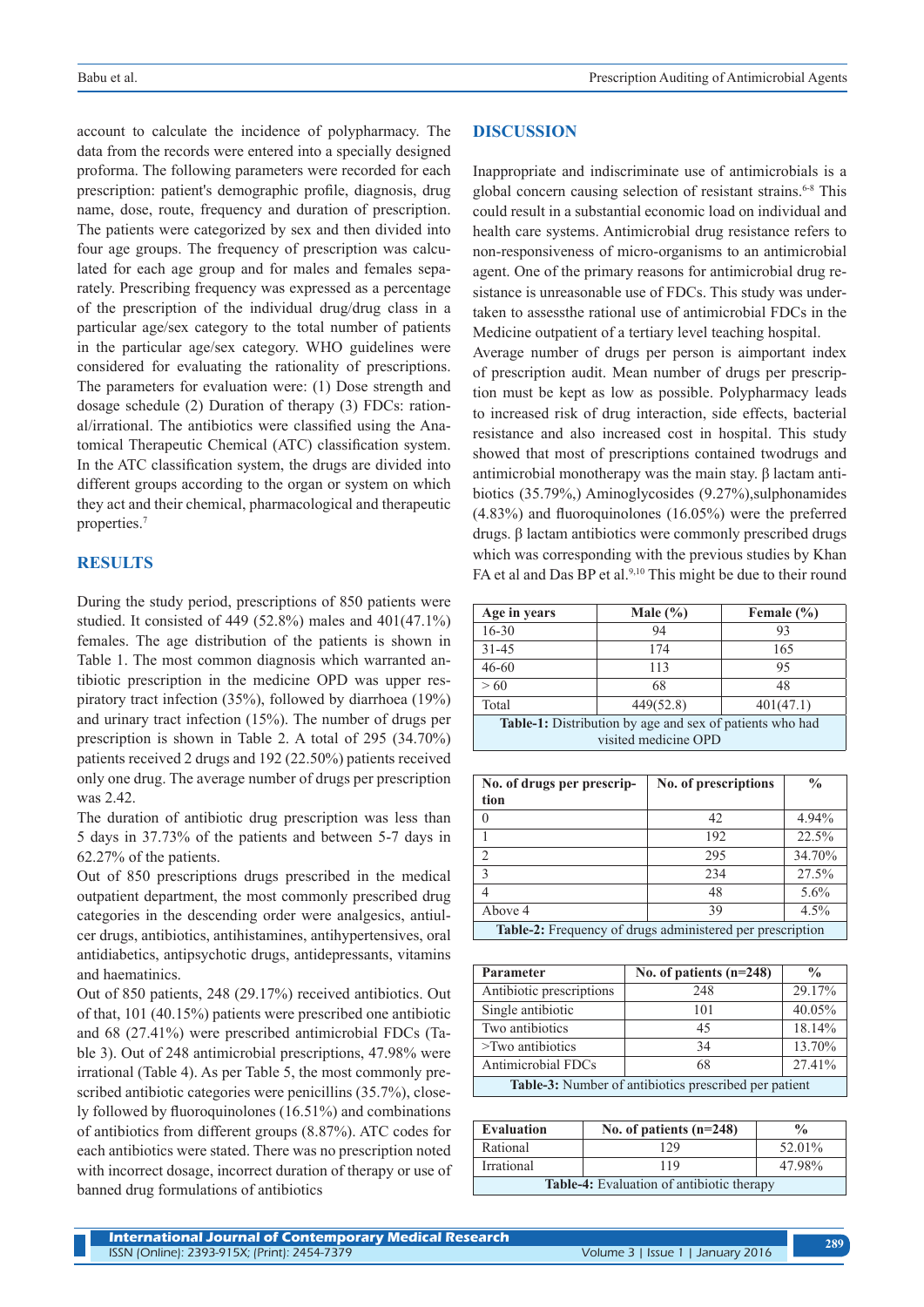account to calculate the incidence of polypharmacy. The data from the records were entered into a specially designed proforma. The following parameters were recorded for each prescription: patient's demographic profile, diagnosis, drug name, dose, route, frequency and duration of prescription. The patients were categorized by sex and then divided into four age groups. The frequency of prescription was calculated for each age group and for males and females separately. Prescribing frequency was expressed as a percentage of the prescription of the individual drug/drug class in a particular age/sex category to the total number of patients in the particular age/sex category. WHO guidelines were considered for evaluating the rationality of prescriptions. The parameters for evaluation were: (1) Dose strength and dosage schedule (2) Duration of therapy (3) FDCs: rational/irrational. The antibiotics were classified using the Anatomical Therapeutic Chemical (ATC) classification system. In the ATC classification system, the drugs are divided into different groups according to the organ or system on which they act and their chemical, pharmacological and therapeutic properties.[7]

## RESULTS

During the study period, prescriptions of 850 patients were studied. It consisted of 449 (52.8%) males and 401(47.1%) females. The age distribution of the patients is shown in Table 1. The most common diagnosis which warranted antibiotic prescription in the medicine OPD was upper respiratory tract infection (35%), followed by diarrhoea (19%) and urinary tract infection (15%). The number of drugs per prescription is shown in Table 2. A total of 295 (34.70%) patients received 2 drugs and 192 (22.50%) patients received only one drug. The average number of drugs per prescription was 2.42.

The duration of antibiotic drug prescription was less than 5 days in 37.73% of the patients and between 5-7 days in 62.27% of the patients.

Out of 850 prescriptions drugs prescribed in the medical outpatient department, the most commonly prescribed drug categories in the descending order were analgesics, antiulcer drugs, antibiotics, antihistamines, antihypertensives, oral antidiabetics, antipsychotic drugs, antidepressants, vitamins and haematinics.

Out of 850 patients, 248 (29.17%) received antibiotics. Out of that, 101 (40.15%) patients were prescribed one antibiotic and 68 (27.41%) were prescribed antimicrobial FDCs (Table 3). Out of 248 antimicrobial prescriptions, 47.98% were irrational (Table 4). As per Table 5, the most commonly prescribed antibiotic categories were penicillins (35.7%), closely followed by fluoroquinolones (16.51%) and combinations of antibiotics from different groups (8.87%). ATC codes for each antibiotics were stated. There was no prescription noted with incorrect dosage, incorrect duration of therapy or use of banned drug formulations of antibiotics

## DISCUSSION

Inappropriate and indiscriminate use of antimicrobials is a global concern causing selection of resistant strains.[6-8] This could result in a substantial economic load on individual and health care systems. Antimicrobial drug resistance refers to non-responsiveness of micro-organisms to an antimicrobial agent. One of the primary reasons for antimicrobial drug resistance is unreasonable use of FDCs. This study was undertaken to assessthe rational use of antimicrobial FDCs in the Medicine outpatient of a tertiary level teaching hospital.

Average number of drugs per person is aimportant index of prescription audit. Mean number of drugs per prescription must be kept as low as possible. Polypharmacy leads to increased risk of drug interaction, side effects, bacterial resistance and also increased cost in hospital. This study showed that most of prescriptions contained twodrugs and antimicrobial monotherapy was the main stay. β lactam antibiotics (35.79%,) Aminoglycosides (9.27%),sulphonamides (4.83%) and fluoroquinolones (16.05%) were the preferred drugs. β lactam antibiotics were commonly prescribed drugs which was corresponding with the previous studies by Khan FA et al and Das BP et al.[9,10] This might be due to their round

| Age in years | Male (%) | Female (%) |
|---|---|---|
| 16-30 | 94 | 93 |
| 31-45 | 174 | 165 |
| 46-60 | 113 | 95 |
| > 60 | 68 | 48 |
| Total | 449(52.8) | 401(47.1) |

**Table-1:** Distribution by age and sex of patients who had visited medicine OPD

| No. of drugs per prescription | No. of prescriptions | % |
|---|---|---|
| 0 | 42 | 4.94% |
| 1 | 192 | 22.5% |
| 2 | 295 | 34.70% |
| 3 | 234 | 27.5% |
| 4 | 48 | 5.6% |
| Above 4 | 39 | 4.5% |

**Table-2:** Frequency of drugs administered per prescription

| Parameter | No. of patients (n=248) | % |
|---|---|---|
| Antibiotic prescriptions | 248 | 29.17% |
| Single antibiotic | 101 | 40.05% |
| Two antibiotics | 45 | 18.14% |
| >Two antibiotics | 34 | 13.70% |
| Antimicrobial FDCs | 68 | 27.41% |

**Table-3:** Number of antibiotics prescribed per patient

| Evaluation | No. of patients (n=248) | % |
|---|---|---|
| Rational | 129 | 52.01% |
| Irrational | 119 | 47.98% |

**Table-4:** Evaluation of antibiotic therapy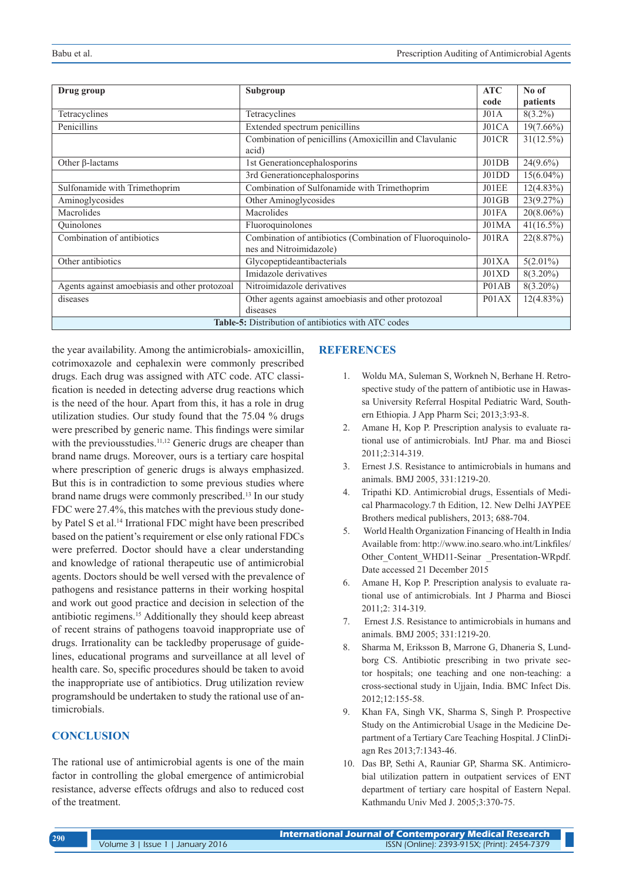| Drug group | Subgroup | ATC code | No of patients |
|---|---|---|---|
| Tetracyclines | Tetracyclines | J01A | 8(3.2%) |
| Penicillins | Extended spectrum penicillins | J01CA | 19(7.66%) |
| | Combination of penicillins (Amoxicillin and Clavulanic acid) | J01CR | 31(12.5%) |
| Other β-lactams | 1st Generationcephalosporins | J01DB | 24(9.6%) |
| | 3rd Generationcephalosporins | J01DD | 15(6.04%) |
| Sulfonamide with Trimethoprim | Combination of Sulfonamide with Trimethoprim | J01EE | 12(4.83%) |
| Aminoglycosides | Other Aminoglycosides | J01GB | 23(9.27%) |
| Macrolides | Macrolides | J01FA | 20(8.06%) |
| Quinolones | Fluoroquinolones | J01MA | 41(16.5%) |
| Combination of antibiotics | Combination of antibiotics (Combination of Fluoroquinolones and Nitroimidazole) | J01RA | 22(8.87%) |
| Other antibiotics | Glycopeptideantibacterials | J01XA | 5(2.01%) |
| | Imidazole derivatives | J01XD | 8(3.20%) |
| Agents against amoebiasis and other protozoal | Nitroimidazole derivatives | P01AB | 8(3.20%) |
| diseases | Other agents against amoebiasis and other protozoal diseases | P01AX | 12(4.83%) |

**Table-5:** Distribution of antibiotics with ATC codes

the year availability. Among the antimicrobials- amoxicillin, cotrimoxazole and cephalexin were commonly prescribed drugs. Each drug was assigned with ATC code. ATC classification is needed in detecting adverse drug reactions which is the need of the hour. Apart from this, it has a role in drug utilization studies. Our study found that the 75.04 % drugs were prescribed by generic name. This findings were similar with the previousstudies.[11,12] Generic drugs are cheaper than brand name drugs. Moreover, ours is a tertiary care hospital where prescription of generic drugs is always emphasized. But this is in contradiction to some previous studies where brand name drugs were commonly prescribed.[13] In our study FDC were 27.4%, this matches with the previous study doneby Patel S et al.[14] Irrational FDC might have been prescribed based on the patient's requirement or else only rational FDCs were preferred. Doctor should have a clear understanding and knowledge of rational therapeutic use of antimicrobial agents. Doctors should be well versed with the prevalence of pathogens and resistance patterns in their working hospital and work out good practice and decision in selection of the antibiotic regimens.[15] Additionally they should keep abreast of recent strains of pathogens toavoid inappropriate use of drugs. Irrationality can be tackledby properusage of guidelines, educational programs and surveillance at all level of health care. So, specific procedures should be taken to avoid the inappropriate use of antibiotics. Drug utilization review programshould be undertaken to study the rational use of antimicrobials.

## CONCLUSION

The rational use of antimicrobial agents is one of the main factor in controlling the global emergence of antimicrobial resistance, adverse effects ofdrugs and also to reduced cost of the treatment.

## REFERENCES

1. Woldu MA, Suleman S, Workneh N, Berhane H. Retrospective study of the pattern of antibiotic use in Hawassa University Referral Hospital Pediatric Ward, Southern Ethiopia. J App Pharm Sci; 2013;3:93-8.
2. Amane H, Kop P. Prescription analysis to evaluate rational use of antimicrobials. IntJ Phar. ma and Biosci 2011;2:314-319.
3. Ernest J.S. Resistance to antimicrobials in humans and animals. BMJ 2005, 331:1219-20.
4. Tripathi KD. Antimicrobial drugs, Essentials of Medical Pharmacology.7 th Edition, 12. New Delhi JAYPEE Brothers medical publishers, 2013; 688-704.
5. World Health Organization Financing of Health in India Available from: http://www.ino.searo.who.int/Linkfiles/Other_Content_WHD11-Seinar _Presentation-WRpdf. Date accessed 21 December 2015
6. Amane H, Kop P. Prescription analysis to evaluate rational use of antimicrobials. Int J Pharma and Biosci 2011;2: 314-319.
7. Ernest J.S. Resistance to antimicrobials in humans and animals. BMJ 2005; 331:1219-20.
8. Sharma M, Eriksson B, Marrone G, Dhaneria S, Lundborg CS. Antibiotic prescribing in two private sector hospitals; one teaching and one non-teaching: a cross-sectional study in Ujjain, India. BMC Infect Dis. 2012;12:155-58.
9. Khan FA, Singh VK, Sharma S, Singh P. Prospective Study on the Antimicrobial Usage in the Medicine Department of a Tertiary Care Teaching Hospital. J ClinDiagn Res 2013;7:1343-46.
10. Das BP, Sethi A, Rauniar GP, Sharma SK. Antimicrobial utilization pattern in outpatient services of ENT department of tertiary care hospital of Eastern Nepal. Kathmandu Univ Med J. 2005;3:370-75.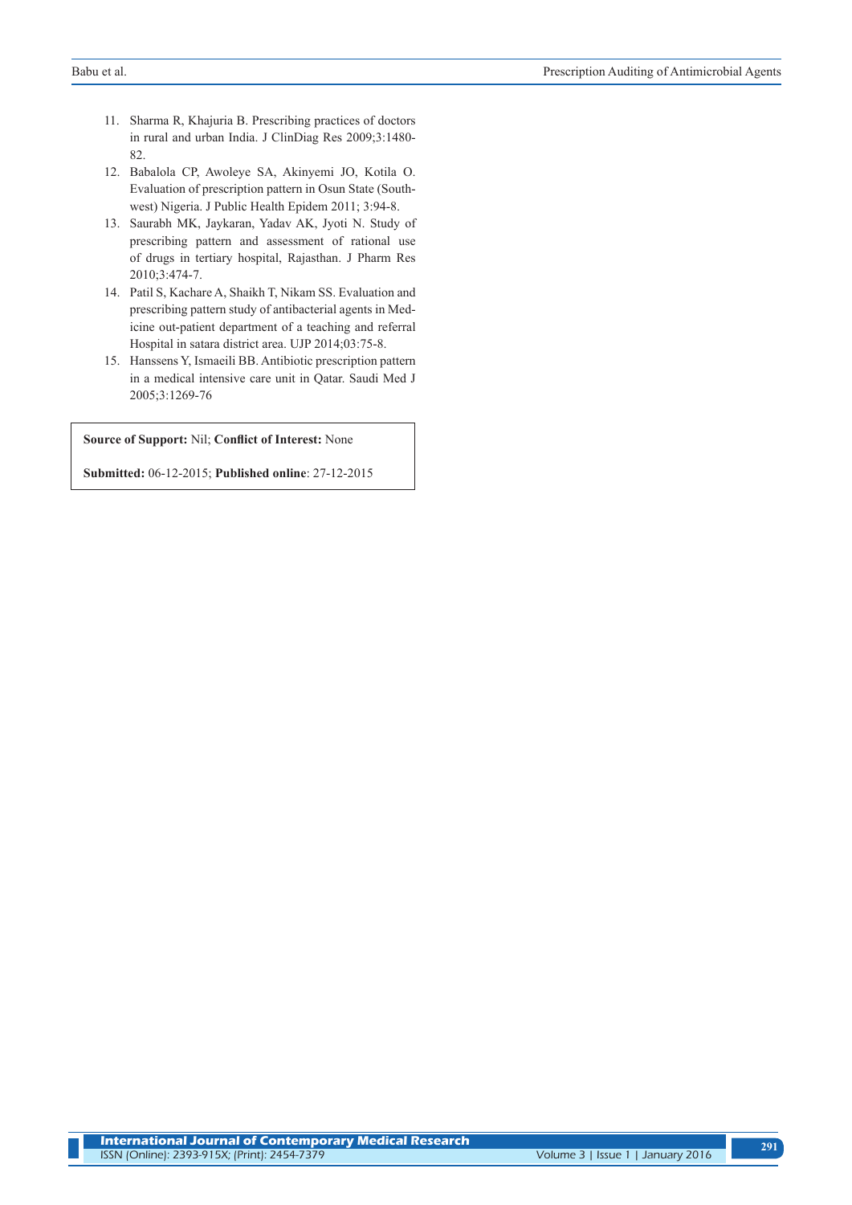11. Sharma R, Khajuria B. Prescribing practices of doctors in rural and urban India. J ClinDiag Res 2009;3:1480-82.
12. Babalola CP, Awoleye SA, Akinyemi JO, Kotila O. Evaluation of prescription pattern in Osun State (South-west) Nigeria. J Public Health Epidem 2011; 3:94-8.
13. Saurabh MK, Jaykaran, Yadav AK, Jyoti N. Study of prescribing pattern and assessment of rational use of drugs in tertiary hospital, Rajasthan. J Pharm Res 2010;3:474-7.
14. Patil S, Kachare A, Shaikh T, Nikam SS. Evaluation and prescribing pattern study of antibacterial agents in Medicine out-patient department of a teaching and referral Hospital in satara district area. UJP 2014;03:75-8.
15. Hanssens Y, Ismaeili BB. Antibiotic prescription pattern in a medical intensive care unit in Qatar. Saudi Med J 2005;3:1269-76

**Source of Support:** Nil; **Conflict of Interest:** None

**Submitted:** 06-12-2015; **Published online**: 27-12-2015